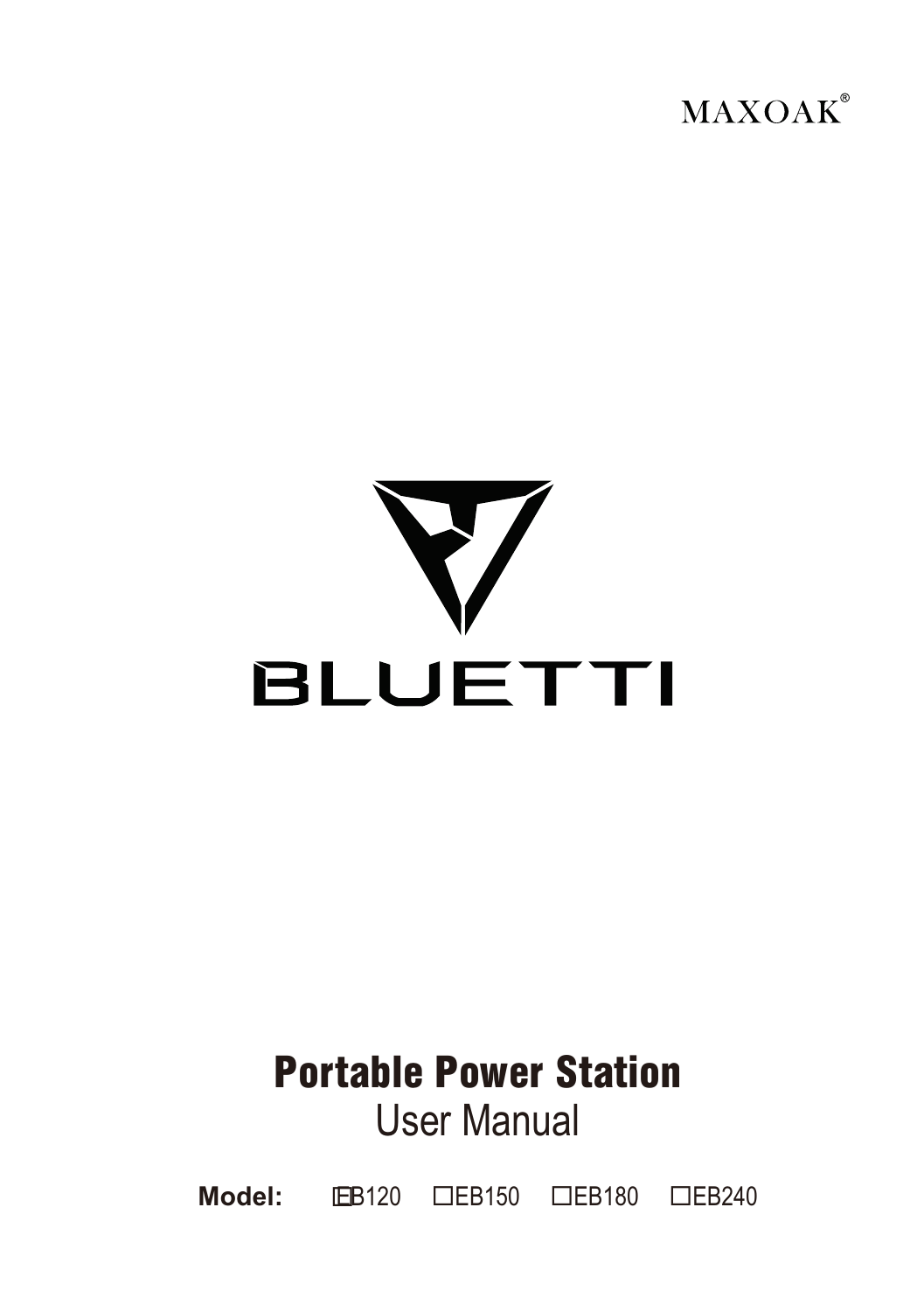MAXOAK®

BLUETTI

# Portable Power Station

## User Manual

**Model:** ☐EB120 ☐EB150 ☐EB180 ☐EB240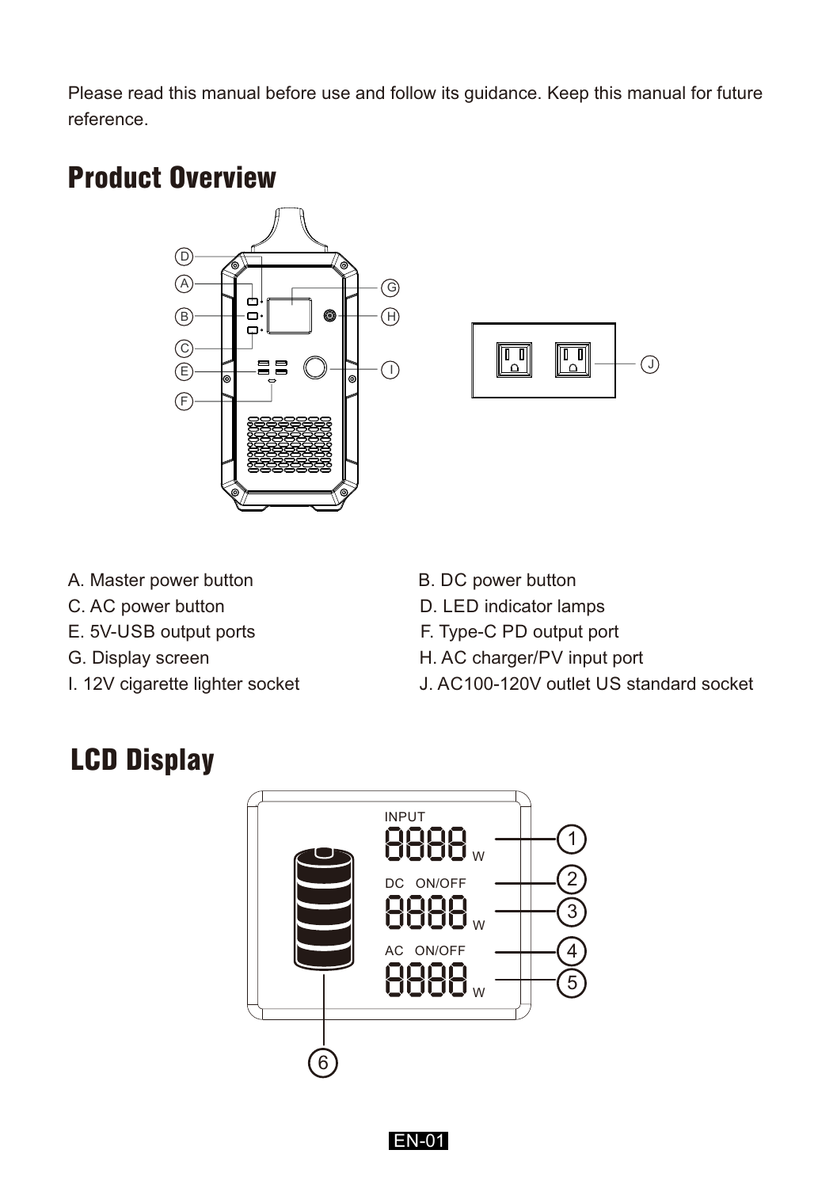Please read this manual before use and follow its guidance. Keep this manual for future reference.

## Product Overview

A. Master power button
B. DC power button
C. AC power button
D. LED indicator lamps
E. 5V-USB output ports
F. Type-C PD output port
G. Display screen
H. AC charger/PV input port
I. 12V cigarette lighter socket
J. AC100-120V outlet US standard socket

## LCD Display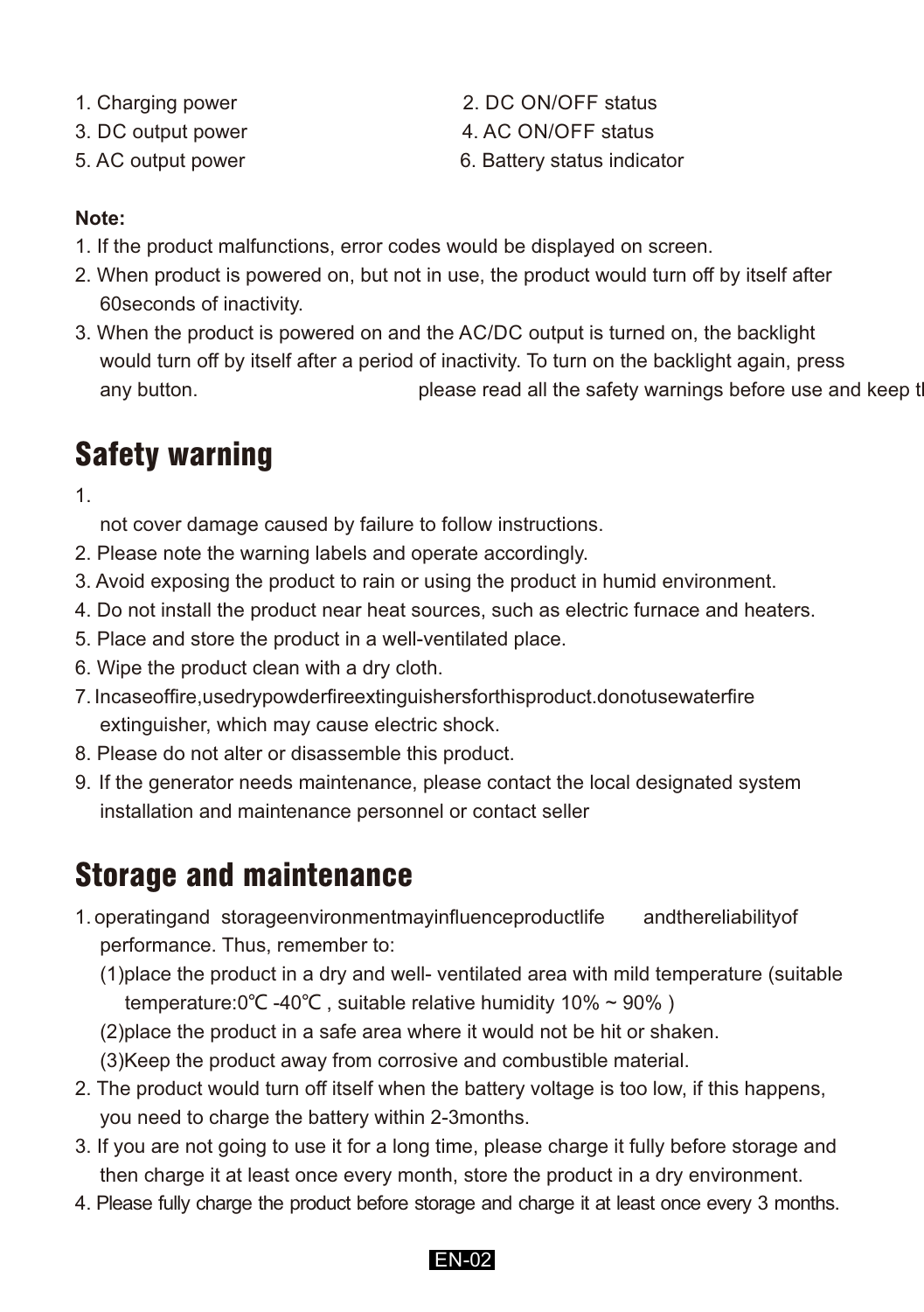1. Charging power
2. DC ON/OFF status
3. DC output power
4. AC ON/OFF status
5. AC output power
6. Battery status indicator

**Note:**

1. If the product malfunctions, error codes would be displayed on screen.
2. When product is powered on, but not in use, the product would turn off by itself after 60seconds of inactivity.
3. When the product is powered on and the AC/DC output is turned on, the backlight would turn off by itself after a period of inactivity. To turn on the backlight again, press any button. please read all the safety warnings before use and keep tl

## Safety warning

1. not cover damage caused by failure to follow instructions.
2. Please note the warning labels and operate accordingly.
3. Avoid exposing the product to rain or using the product in humid environment.
4. Do not install the product near heat sources, such as electric furnace and heaters.
5. Place and store the product in a well-ventilated place.
6. Wipe the product clean with a dry cloth.
7. Incaseoffire,usedrypowderfireextinguishersforthisproduct.donotusewaterfire extinguisher, which may cause electric shock.
8. Please do not alter or disassemble this product.
9. If the generator needs maintenance, please contact the local designated system installation and maintenance personnel or contact seller

## Storage and maintenance

1. operatingand storageenvironmentmayinfluenceproductlife andthereliabilityof performance. Thus, remember to:
   (1)place the product in a dry and well- ventilated area with mild temperature (suitable temperature:0℃ -40℃ , suitable relative humidity 10% ~ 90% )
   (2)place the product in a safe area where it would not be hit or shaken.
   (3)Keep the product away from corrosive and combustible material.
2. The product would turn off itself when the battery voltage is too low, if this happens, you need to charge the battery within 2-3months.
3. If you are not going to use it for a long time, please charge it fully before storage and then charge it at least once every month, store the product in a dry environment.
4. Please fully charge the product before storage and charge it at least once every 3 months.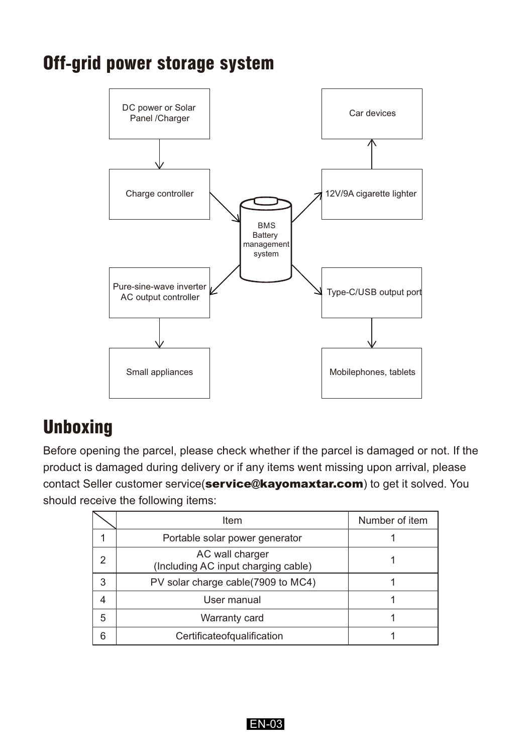## Off-grid power storage system

DC power or Solar Panel /Charger

Charge controller

BMS Battery management system

12V/9A cigarette lighter

Car devices

Pure-sine-wave inverter AC output controller

Small appliances

Type-C/USB output port

Mobilephones, tablets

## Unboxing

Before opening the parcel, please check whether if the parcel is damaged or not. If the product is damaged during delivery or if any items went missing upon arrival, please contact Seller customer service(**service@kayomaxtar.com**) to get it solved. You should receive the following items:

| | Item | Number of item |
|---|---|---|
| 1 | Portable solar power generator | 1 |
| 2 | AC wall charger (Including AC input charging cable) | 1 |
| 3 | PV solar charge cable(7909 to MC4) | 1 |
| 4 | User manual | 1 |
| 5 | Warranty card | 1 |
| 6 | Certificateofqualification | 1 |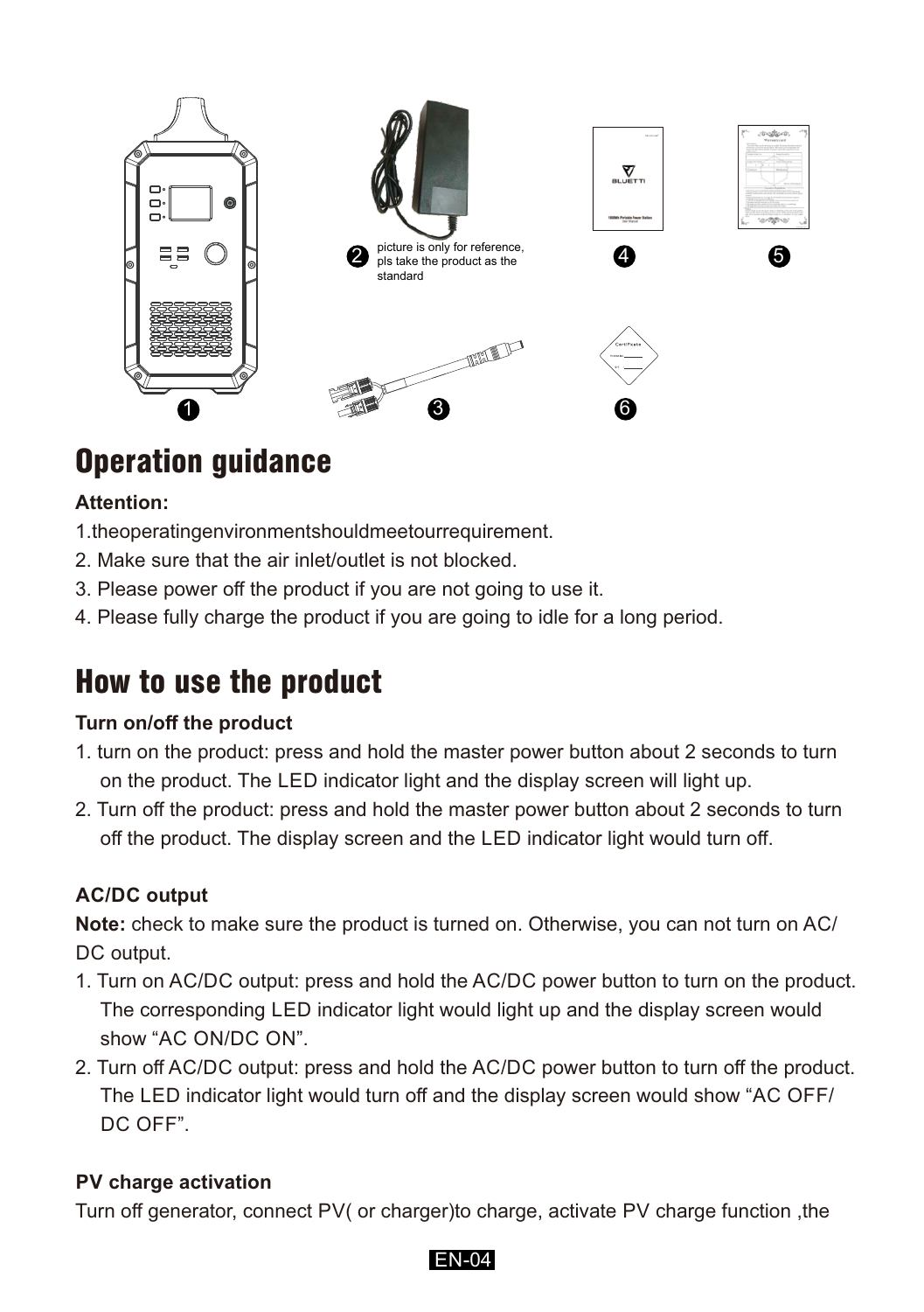picture is only for reference, pls take the product as the standard

# Operation guidance

**Attention:**

1.theoperatingenvironmentshouldmeetourrequirement.
2. Make sure that the air inlet/outlet is not blocked.
3. Please power off the product if you are not going to use it.
4. Please fully charge the product if you are going to idle for a long period.

# How to use the product

**Turn on/off the product**

1. turn on the product: press and hold the master power button about 2 seconds to turn on the product. The LED indicator light and the display screen will light up.
2. Turn off the product: press and hold the master power button about 2 seconds to turn off the product. The display screen and the LED indicator light would turn off.

**AC/DC output**

**Note:** check to make sure the product is turned on. Otherwise, you can not turn on AC/ DC output.

1. Turn on AC/DC output: press and hold the AC/DC power button to turn on the product. The corresponding LED indicator light would light up and the display screen would show “AC ON/DC ON”.
2. Turn off AC/DC output: press and hold the AC/DC power button to turn off the product. The LED indicator light would turn off and the display screen would show “AC OFF/ DC OFF”.

**PV charge activation**

Turn off generator, connect PV( or charger)to charge, activate PV charge function ,the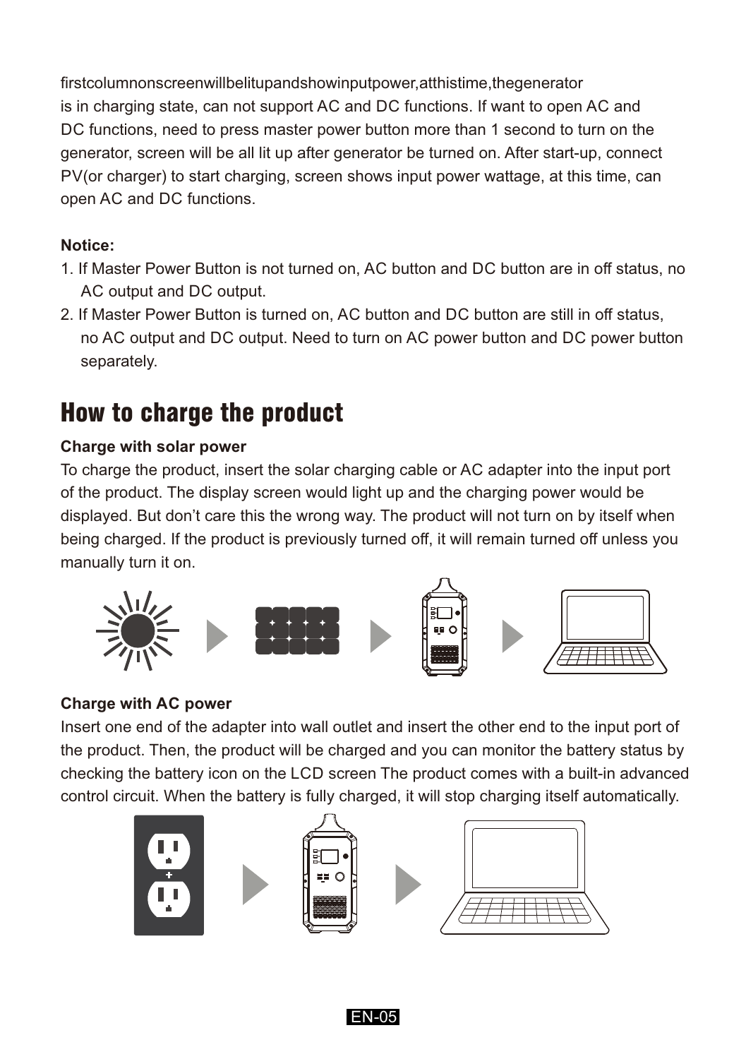firstcolumnonscreenwillbelitupandshowinputpower,atthistime,thegenerator is in charging state, can not support AC and DC functions. If want to open AC and DC functions, need to press master power button more than 1 second to turn on the generator, screen will be all lit up after generator be turned on. After start-up, connect PV(or charger) to start charging, screen shows input power wattage, at this time, can open AC and DC functions.

**Notice:**

1. If Master Power Button is not turned on, AC button and DC button are in off status, no AC output and DC output.
2. If Master Power Button is turned on, AC button and DC button are still in off status, no AC output and DC output. Need to turn on AC power button and DC power button separately.

# How to charge the product

**Charge with solar power**

To charge the product, insert the solar charging cable or AC adapter into the input port of the product. The display screen would light up and the charging power would be displayed. But don't care this the wrong way. The product will not turn on by itself when being charged. If the product is previously turned off, it will remain turned off unless you manually turn it on.

**Charge with AC power**

Insert one end of the adapter into wall outlet and insert the other end to the input port of the product. Then, the product will be charged and you can monitor the battery status by checking the battery icon on the LCD screen The product comes with a built-in advanced control circuit. When the battery is fully charged, it will stop charging itself automatically.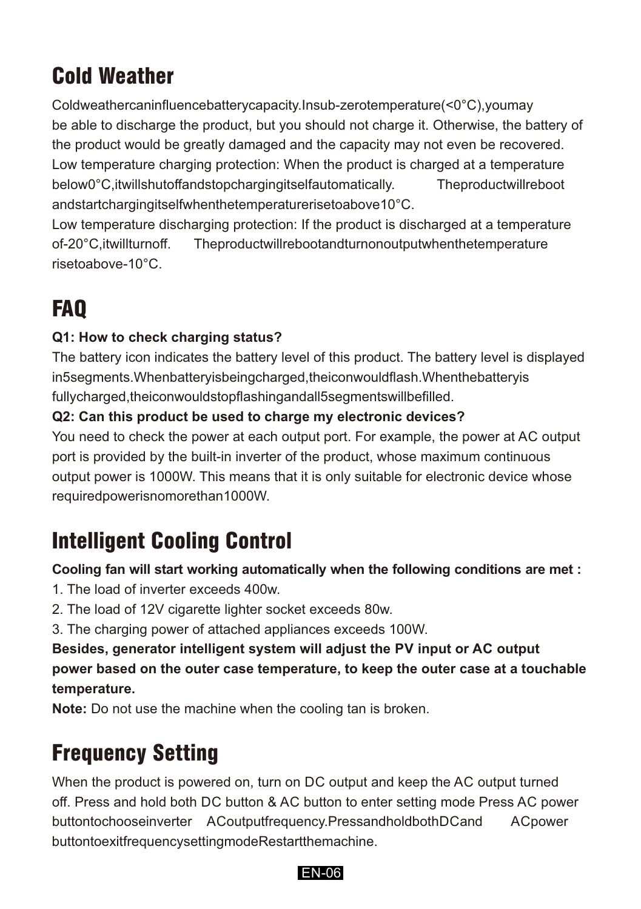## Cold Weather

Cold weather can influence battery capacity. In sub-zero temperature (<0°C), you may be able to discharge the product, but you should not charge it. Otherwise, the battery of the product would be greatly damaged and the capacity may not even be recovered.

Low temperature charging protection: When the product is charged at a temperature below 0°C, it will shut off and stop charging itself automatically. The product will reboot and start charging itself when the temperature rise to above 10°C.

Low temperature discharging protection: If the product is discharged at a temperature of -20°C, it will turn off. The product will reboot and turn on output when the temperature rise to above -10°C.

## FAQ

**Q1: How to check charging status?**

The battery icon indicates the battery level of this product. The battery level is displayed in 5 segments. When battery is being charged, the icon would flash. When the battery is fully charged, the icon would stop flashing and all 5 segments will be filled.

**Q2: Can this product be used to charge my electronic devices?**

You need to check the power at each output port. For example, the power at AC output port is provided by the built-in inverter of the product, whose maximum continuous output power is 1000W. This means that it is only suitable for electronic device whose required power is no more than 1000W.

## Intelligent Cooling Control

**Cooling fan will start working automatically when the following conditions are met :**

1. The load of inverter exceeds 400w.
2. The load of 12V cigarette lighter socket exceeds 80w.
3. The charging power of attached appliances exceeds 100W.

**Besides, generator intelligent system will adjust the PV input or AC output power based on the outer case temperature, to keep the outer case at a touchable temperature.**

**Note:** Do not use the machine when the cooling tan is broken.

## Frequency Setting

When the product is powered on, turn on DC output and keep the AC output turned off. Press and hold both DC button & AC button to enter setting mode Press AC power button to choose inverter AC output frequency. Press and hold both DC and AC power button to exit frequency setting mode Restart the machine.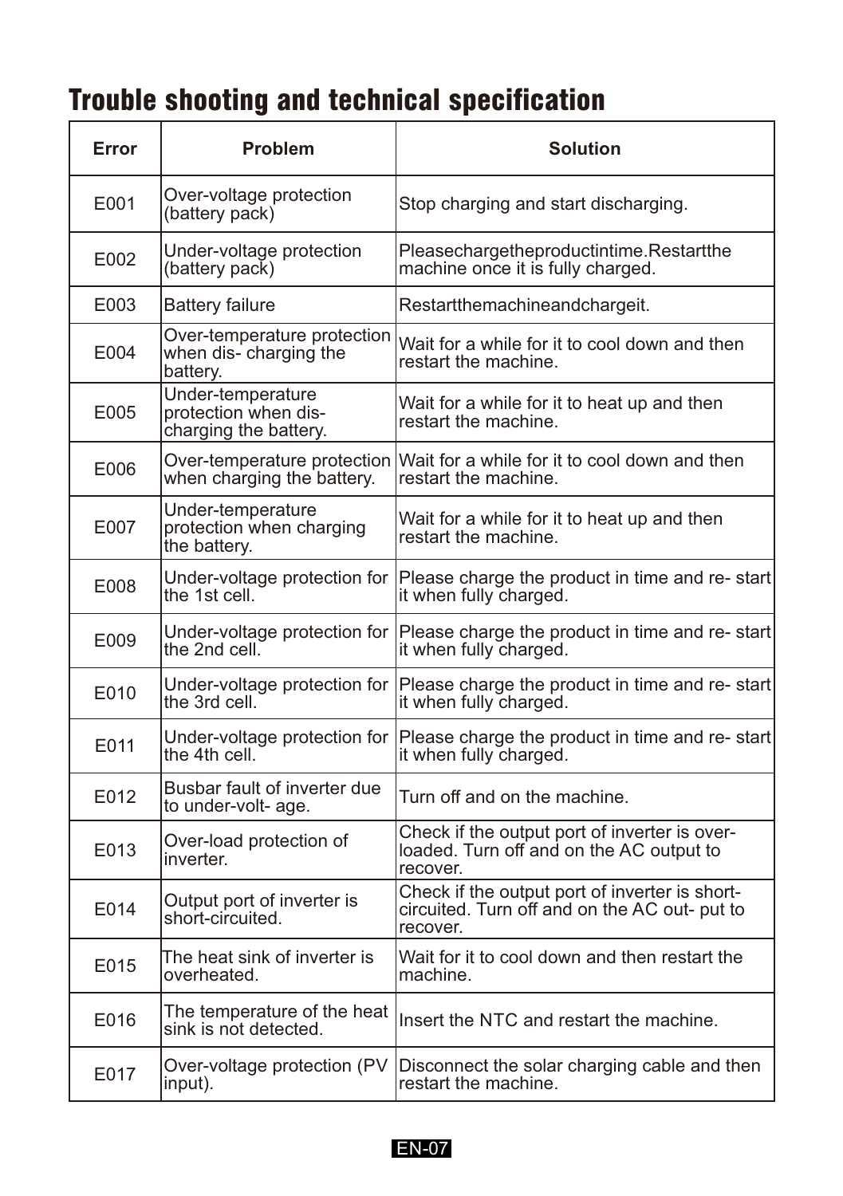# Trouble shooting and technical specification

| Error | Problem | Solution |
| --- | --- | --- |
| E001 | Over-voltage protection (battery pack) | Stop charging and start discharging. |
| E002 | Under-voltage protection (battery pack) | Pleasechargetheproductintime.Restartthe machine once it is fully charged. |
| E003 | Battery failure | Restartthemachineandchargeit. |
| E004 | Over-temperature protection when dis- charging the battery. | Wait for a while for it to cool down and then restart the machine. |
| E005 | Under-temperature protection when dis- charging the battery. | Wait for a while for it to heat up and then restart the machine. |
| E006 | Over-temperature protection when charging the battery. | Wait for a while for it to cool down and then restart the machine. |
| E007 | Under-temperature protection when charging the battery. | Wait for a while for it to heat up and then restart the machine. |
| E008 | Under-voltage protection for the 1st cell. | Please charge the product in time and re- start it when fully charged. |
| E009 | Under-voltage protection for the 2nd cell. | Please charge the product in time and re- start it when fully charged. |
| E010 | Under-voltage protection for the 3rd cell. | Please charge the product in time and re- start it when fully charged. |
| E011 | Under-voltage protection for the 4th cell. | Please charge the product in time and re- start it when fully charged. |
| E012 | Busbar fault of inverter due to under-volt- age. | Turn off and on the machine. |
| E013 | Over-load protection of inverter. | Check if the output port of inverter is over-loaded. Turn off and on the AC output to recover. |
| E014 | Output port of inverter is short-circuited. | Check if the output port of inverter is short-circuited. Turn off and on the AC out- put to recover. |
| E015 | The heat sink of inverter is overheated. | Wait for it to cool down and then restart the machine. |
| E016 | The temperature of the heat sink is not detected. | Insert the NTC and restart the machine. |
| E017 | Over-voltage protection (PV input). | Disconnect the solar charging cable and then restart the machine. |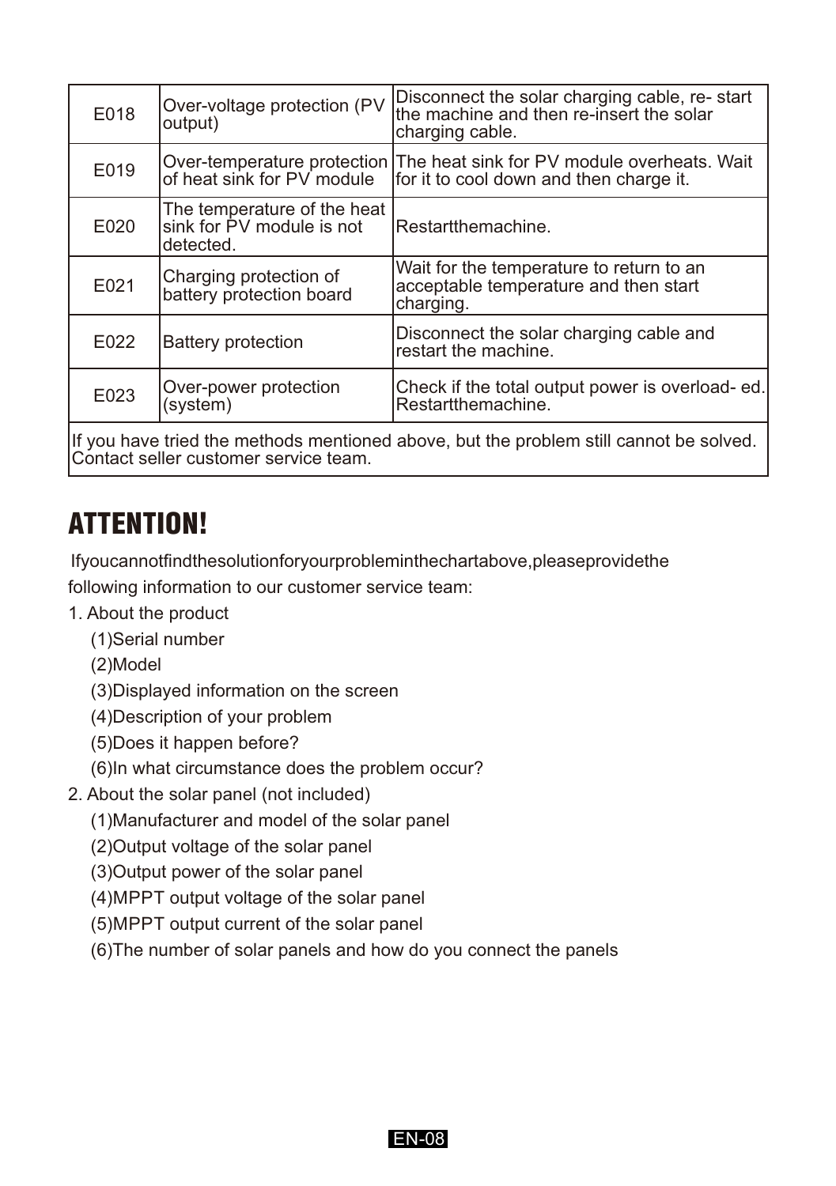| E018 | Over-voltage protection (PV output) | Disconnect the solar charging cable, re- start the machine and then re-insert the solar charging cable. |
|---|---|---|
| E019 | Over-temperature protection of heat sink for PV module | The heat sink for PV module overheats. Wait for it to cool down and then charge it. |
| E020 | The temperature of the heat sink for PV module is not detected. | Restartthemachine. |
| E021 | Charging protection of battery protection board | Wait for the temperature to return to an acceptable temperature and then start charging. |
| E022 | Battery protection | Disconnect the solar charging cable and restart the machine. |
| E023 | Over-power protection (system) | Check if the total output power is overload- ed. Restartthemachine. |
| If you have tried the methods mentioned above, but the problem still cannot be solved. Contact seller customer service team. | | |

# ATTENTION!

Ifyoucannotfindthesolutionforyourprobleminthechartabove,pleaseprovidethe following information to our customer service team:

1. About the product
    (1)Serial number
    (2)Model
    (3)Displayed information on the screen
    (4)Description of your problem
    (5)Does it happen before?
    (6)In what circumstance does the problem occur?
2. About the solar panel (not included)
    (1)Manufacturer and model of the solar panel
    (2)Output voltage of the solar panel
    (3)Output power of the solar panel
    (4)MPPT output voltage of the solar panel
    (5)MPPT output current of the solar panel
    (6)The number of solar panels and how do you connect the panels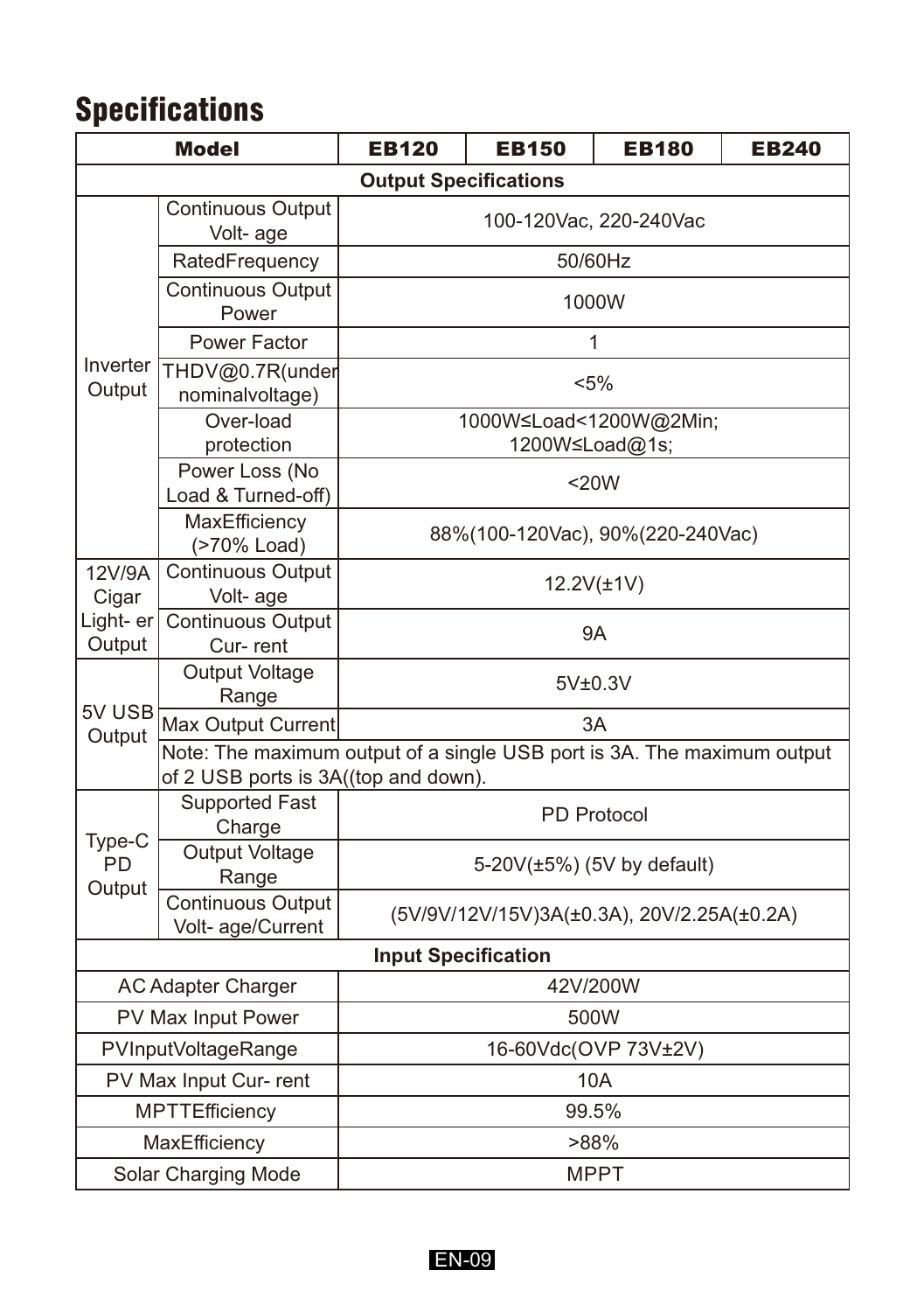# Specifications

| Model | | EB120 | EB150 | EB180 | EB240 |
|---|---|---|---|---|---|
| **Output Specifications** | | | | | |
| Inverter Output | Continuous Output Volt- age | 100-120Vac, 220-240Vac | | | |
| | RatedFrequency | 50/60Hz | | | |
| | Continuous Output Power | 1000W | | | |
| | Power Factor | 1 | | | |
| | THDV@0.7R(under nominalvoltage) | <5% | | | |
| | Over-load protection | 1000W≤Load<1200W@2Min; 1200W≤Load@1s; | | | |
| | Power Loss (No Load & Turned-off) | <20W | | | |
| | MaxEfficiency (>70% Load) | 88%(100-120Vac), 90%(220-240Vac) | | | |
| 12V/9A Cigar Light- er Output | Continuous Output Volt- age | 12.2V(±1V) | | | |
| | Continuous Output Cur- rent | 9A | | | |
| 5V USB Output | Output Voltage Range | 5V±0.3V | | | |
| | Max Output Current | 3A | | | |
| | Note: The maximum output of a single USB port is 3A. The maximum output of 2 USB ports is 3A((top and down). | | | | |
| Type-C PD Output | Supported Fast Charge | PD Protocol | | | |
| | Output Voltage Range | 5-20V(±5%) (5V by default) | | | |
| | Continuous Output Volt- age/Current | (5V/9V/12V/15V)3A(±0.3A), 20V/2.25A(±0.2A) | | | |
| **Input Specification** | | | | | |
| AC Adapter Charger | | 42V/200W | | | |
| PV Max Input Power | | 500W | | | |
| PVInputVoltageRange | | 16-60Vdc(OVP 73V±2V) | | | |
| PV Max Input Cur- rent | | 10A | | | |
| MPTTEfficiency | | 99.5% | | | |
| MaxEfficiency | | >88% | | | |
| Solar Charging Mode | | MPPT | | | |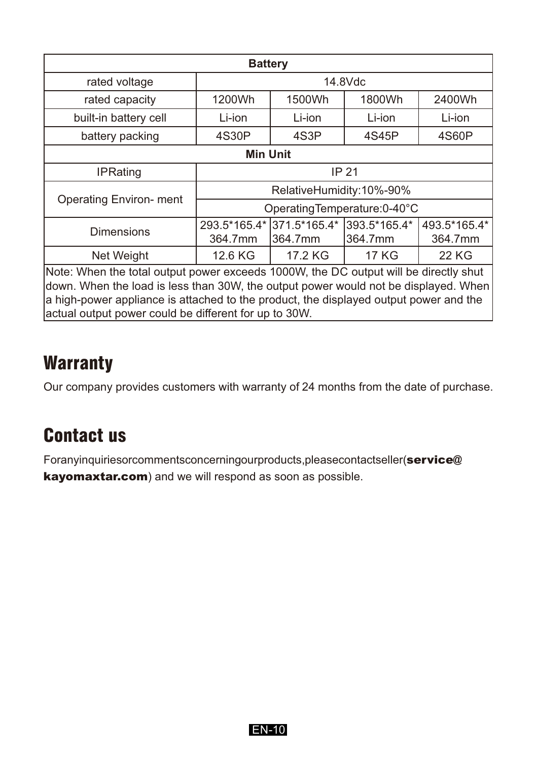| Battery | | | | |
|---|---|---|---|---|
| rated voltage | 14.8Vdc | | | |
| rated capacity | 1200Wh | 1500Wh | 1800Wh | 2400Wh |
| built-in battery cell | Li-ion | Li-ion | Li-ion | Li-ion |
| battery packing | 4S30P | 4S3P | 4S45P | 4S60P |
| **Min Unit** | | | | |
| IPRating | IP 21 | | | |
| Operating Environ- ment | RelativeHumidity:10%-90% | | | |
| | OperatingTemperature:0-40°C | | | |
| Dimensions | 293.5*165.4*364.7mm | 371.5*165.4*364.7mm | 393.5*165.4*364.7mm | 493.5*165.4*364.7mm |
| Net Weight | 12.6 KG | 17.2 KG | 17 KG | 22 KG |
| Note: When the total output power exceeds 1000W, the DC output will be directly shut down. When the load is less than 30W, the output power would not be displayed. When a high-power appliance is attached to the product, the displayed output power and the actual output power could be different for up to 30W. | | | | |

# Warranty

Our company provides customers with warranty of 24 months from the date of purchase.

# Contact us

Foranyinquiriesorcommentsconcerningourproducts,pleasecontactseller(**service@kayomaxtar.com**) and we will respond as soon as possible.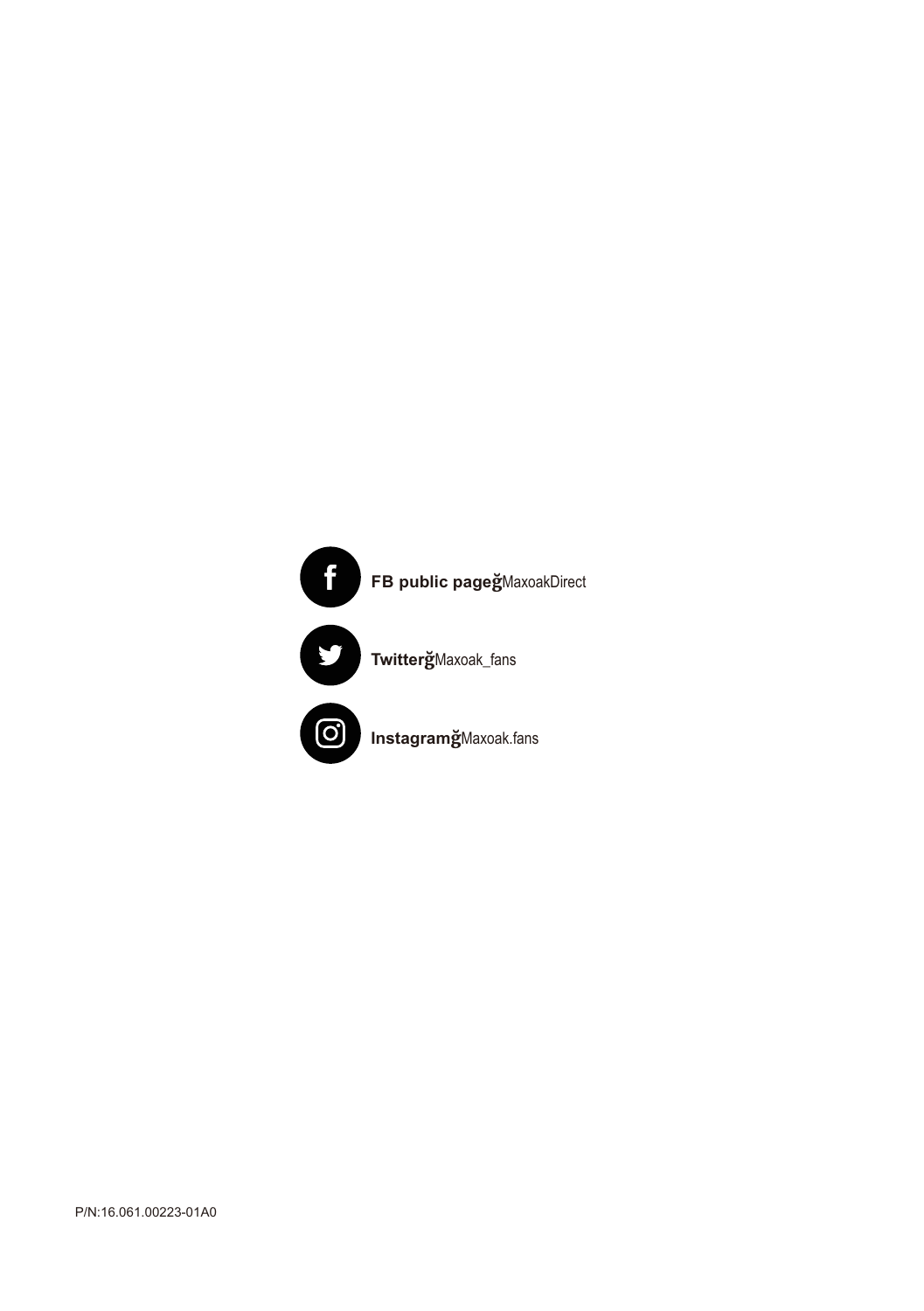**FB public page**ğMaxoakDirect

**Twitter**ğMaxoak_fans

**Instagram**ğMaxoak.fans

P/N:16.061.00223-01A0